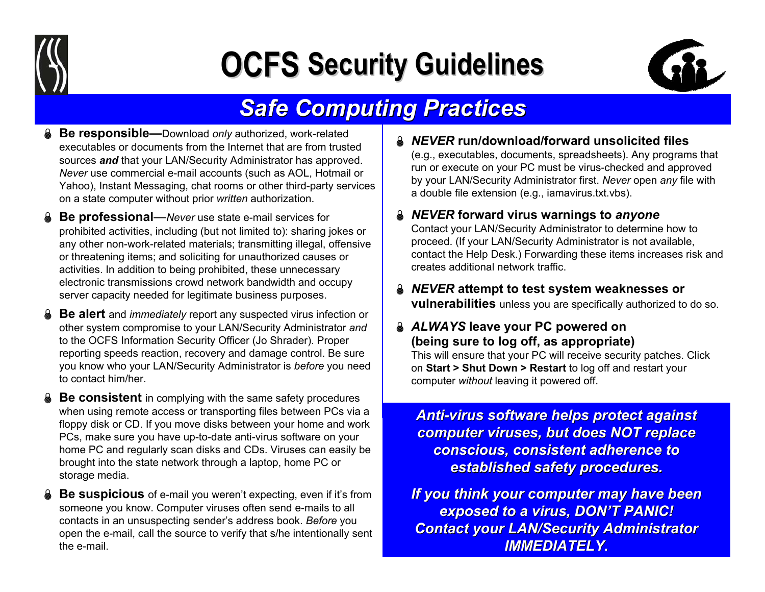# OCFS Security Guidelines

## *Safe Computing Practices*

- **Be responsible—**Download *only* authorized, work-related executables or documents from the Internet that are from trusted sources ***and*** that your LAN/Security Administrator has approved. *Never* use commercial e-mail accounts (such as AOL, Hotmail or Yahoo), Instant Messaging, chat rooms or other third-party services on a state computer without prior *written* authorization.

- **Be professional**—*Never* use state e-mail services for prohibited activities, including (but not limited to): sharing jokes or any other non-work-related materials; transmitting illegal, offensive or threatening items; and soliciting for unauthorized causes or activities. In addition to being prohibited, these unnecessary electronic transmissions crowd network bandwidth and occupy server capacity needed for legitimate business purposes.

- **Be alert** and *immediately* report any suspected virus infection or other system compromise to your LAN/Security Administrator *and* to the OCFS Information Security Officer (Jo Shrader). Proper reporting speeds reaction, recovery and damage control. Be sure you know who your LAN/Security Administrator is *before* you need to contact him/her.

- **Be consistent** in complying with the same safety procedures when using remote access or transporting files between PCs via a floppy disk or CD. If you move disks between your home and work PCs, make sure you have up-to-date anti-virus software on your home PC and regularly scan disks and CDs. Viruses can easily be brought into the state network through a laptop, home PC or storage media.

- **Be suspicious** of e-mail you weren't expecting, even if it's from someone you know. Computer viruses often send e-mails to all contacts in an unsuspecting sender's address book. *Before* you open the e-mail, call the source to verify that s/he intentionally sent the e-mail.

- ***NEVER*** **run/download/forward unsolicited files** (e.g., executables, documents, spreadsheets). Any programs that run or execute on your PC must be virus-checked and approved by your LAN/Security Administrator first. *Never* open *any* file with a double file extension (e.g., iamavirus.txt.vbs).

- ***NEVER*** **forward virus warnings to** ***anyone*** Contact your LAN/Security Administrator to determine how to proceed. (If your LAN/Security Administrator is not available, contact the Help Desk.) Forwarding these items increases risk and creates additional network traffic.

- ***NEVER*** **attempt to test system weaknesses or vulnerabilities** unless you are specifically authorized to do so.

- ***ALWAYS*** **leave your PC powered on (being sure to log off, as appropriate)** This will ensure that your PC will receive security patches. Click on **Start > Shut Down > Restart** to log off and restart your computer *without* leaving it powered off.

***Anti-virus software helps protect against computer viruses, but does NOT replace conscious, consistent adherence to established safety procedures.***

***If you think your computer may have been exposed to a virus, DON'T PANIC! Contact your LAN/Security Administrator IMMEDIATELY.***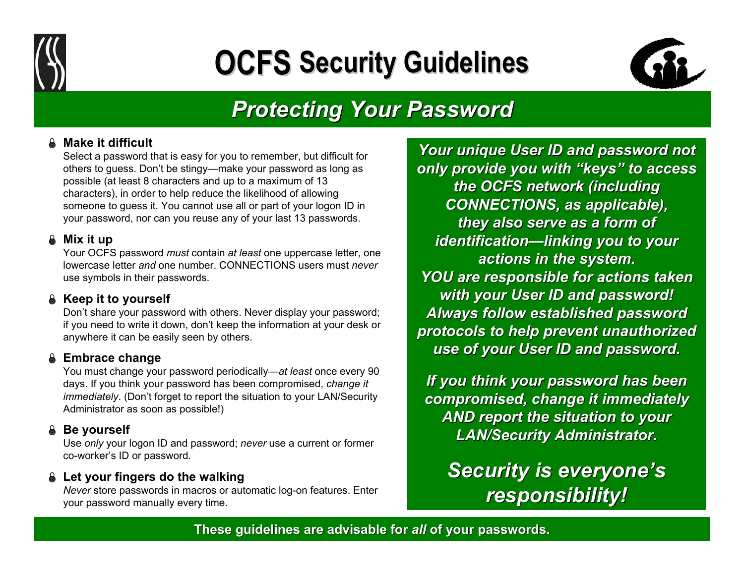# OCFS Security Guidelines

## *Protecting Your Password*

- **Make it difficult**
  Select a password that is easy for you to remember, but difficult for others to guess. Don't be stingy—make your password as long as possible (at least 8 characters and up to a maximum of 13 characters), in order to help reduce the likelihood of allowing someone to guess it. You cannot use all or part of your logon ID in your password, nor can you reuse any of your last 13 passwords.

- **Mix it up**
  Your OCFS password *must* contain *at least* one uppercase letter, one lowercase letter *and* one number. CONNECTIONS users must *never* use symbols in their passwords.

- **Keep it to yourself**
  Don't share your password with others. Never display your password; if you need to write it down, don't keep the information at your desk or anywhere it can be easily seen by others.

- **Embrace change**
  You must change your password periodically—*at least* once every 90 days. If you think your password has been compromised, *change it immediately*. (Don't forget to report the situation to your LAN/Security Administrator as soon as possible!)

- **Be yourself**
  Use *only* your logon ID and password; *never* use a current or former co-worker's ID or password.

- **Let your fingers do the walking**
  *Never* store passwords in macros or automatic log-on features. Enter your password manually every time.

***Your unique User ID and password not only provide you with "keys" to access the OCFS network (including CONNECTIONS, as applicable), they also serve as a form of identification—linking you to your actions in the system. YOU are responsible for actions taken with your User ID and password! Always follow established password protocols to help prevent unauthorized use of your User ID and password.***

***If you think your password has been compromised, change it immediately AND report the situation to your LAN/Security Administrator.***

***Security is everyone's responsibility!***

**These guidelines are advisable for *all* of your passwords.**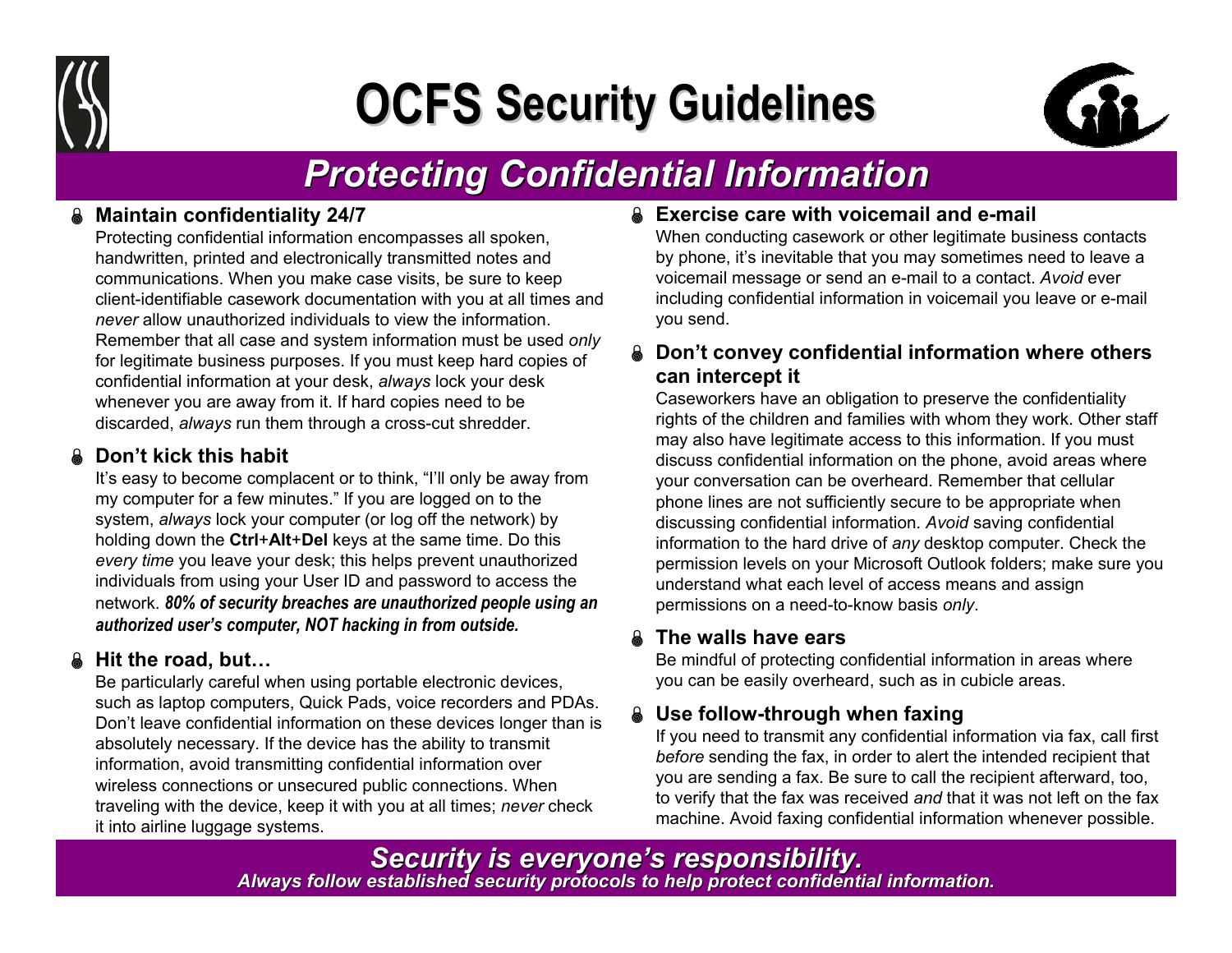# OCFS Security Guidelines

## *Protecting Confidential Information*

### Maintain confidentiality 24/7

Protecting confidential information encompasses all spoken, handwritten, printed and electronically transmitted notes and communications. When you make case visits, be sure to keep client-identifiable casework documentation with you at all times and *never* allow unauthorized individuals to view the information. Remember that all case and system information must be used *only* for legitimate business purposes. If you must keep hard copies of confidential information at your desk, *always* lock your desk whenever you are away from it. If hard copies need to be discarded, *always* run them through a cross-cut shredder.

### Don't kick this habit

It's easy to become complacent or to think, "I'll only be away from my computer for a few minutes." If you are logged on to the system, *always* lock your computer (or log off the network) by holding down the **Ctrl+Alt+Del** keys at the same time. Do this *every time* you leave your desk; this helps prevent unauthorized individuals from using your User ID and password to access the network. ***80% of security breaches are unauthorized people using an authorized user's computer, NOT hacking in from outside.***

### Hit the road, but…

Be particularly careful when using portable electronic devices, such as laptop computers, Quick Pads, voice recorders and PDAs. Don't leave confidential information on these devices longer than is absolutely necessary. If the device has the ability to transmit information, avoid transmitting confidential information over wireless connections or unsecured public connections. When traveling with the device, keep it with you at all times; *never* check it into airline luggage systems.

### Exercise care with voicemail and e-mail

When conducting casework or other legitimate business contacts by phone, it's inevitable that you may sometimes need to leave a voicemail message or send an e-mail to a contact. *Avoid* ever including confidential information in voicemail you leave or e-mail you send.

### Don't convey confidential information where others can intercept it

Caseworkers have an obligation to preserve the confidentiality rights of the children and families with whom they work. Other staff may also have legitimate access to this information. If you must discuss confidential information on the phone, avoid areas where your conversation can be overheard. Remember that cellular phone lines are not sufficiently secure to be appropriate when discussing confidential information. *Avoid* saving confidential information to the hard drive of *any* desktop computer. Check the permission levels on your Microsoft Outlook folders; make sure you understand what each level of access means and assign permissions on a need-to-know basis *only*.

### The walls have ears

Be mindful of protecting confidential information in areas where you can be easily overheard, such as in cubicle areas.

### Use follow-through when faxing

If you need to transmit any confidential information via fax, call first *before* sending the fax, in order to alert the intended recipient that you are sending a fax. Be sure to call the recipient afterward, too, to verify that the fax was received *and* that it was not left on the fax machine. Avoid faxing confidential information whenever possible.

***Security is everyone's responsibility.***

***Always follow established security protocols to help protect confidential information.***